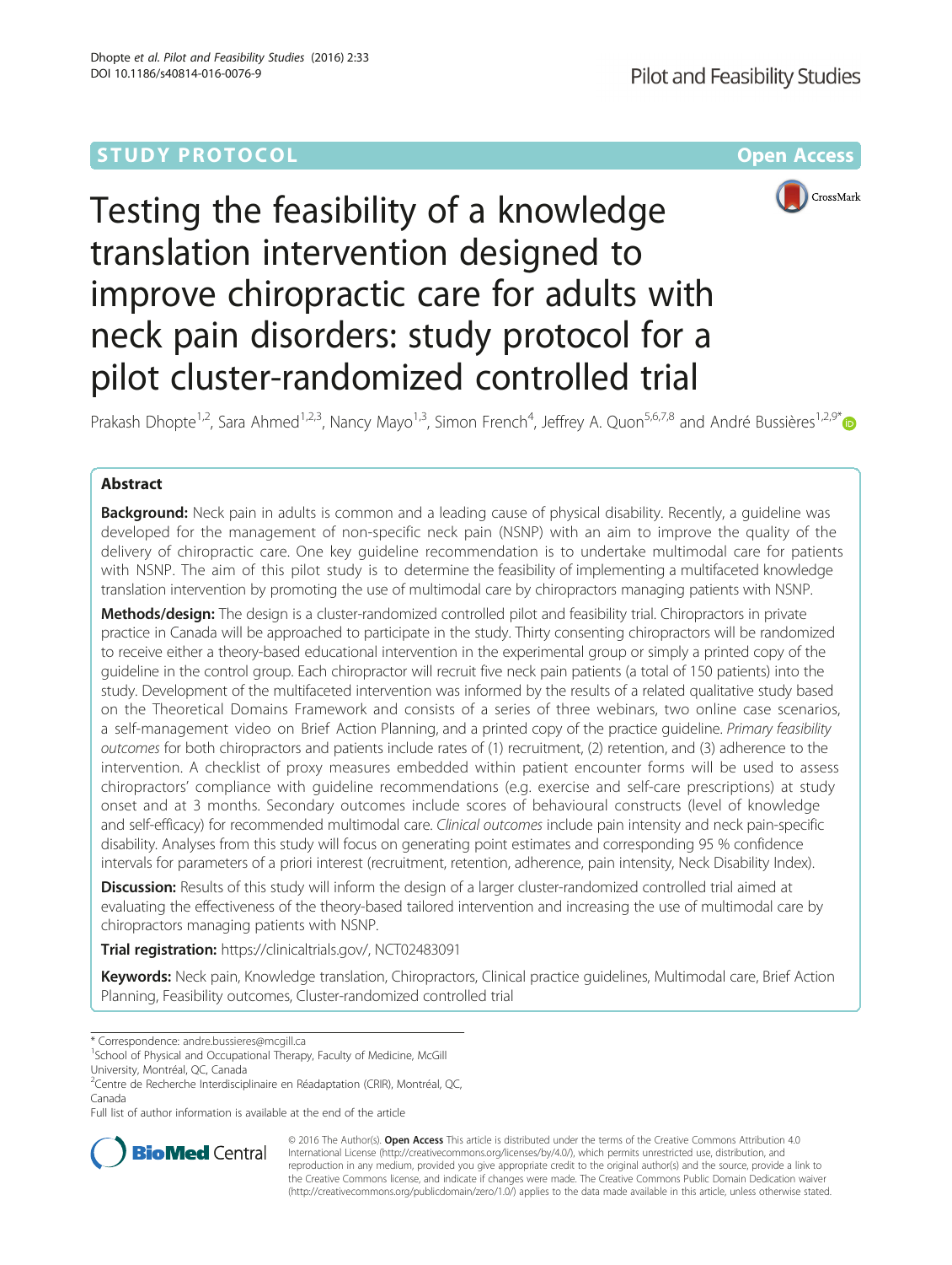STUDY PROTOCOL **Open Access**

# Testing the feasibility of a knowledge translation intervention designed to improve chiropractic care for adults with neck pain disorders: study protocol for a pilot cluster-randomized controlled trial

Prakash Dhopte[1,2], Sara Ahmed[1,2,3], Nancy Mayo[1,3], Simon French[4], Jeffrey A. Quon[5,6,7,8] and André Bussières[1,2,9*]

## Abstract

**Background:** Neck pain in adults is common and a leading cause of physical disability. Recently, a guideline was developed for the management of non-specific neck pain (NSNP) with an aim to improve the quality of the delivery of chiropractic care. One key guideline recommendation is to undertake multimodal care for patients with NSNP. The aim of this pilot study is to determine the feasibility of implementing a multifaceted knowledge translation intervention by promoting the use of multimodal care by chiropractors managing patients with NSNP.

**Methods/design:** The design is a cluster-randomized controlled pilot and feasibility trial. Chiropractors in private practice in Canada will be approached to participate in the study. Thirty consenting chiropractors will be randomized to receive either a theory-based educational intervention in the experimental group or simply a printed copy of the guideline in the control group. Each chiropractor will recruit five neck pain patients (a total of 150 patients) into the study. Development of the multifaceted intervention was informed by the results of a related qualitative study based on the Theoretical Domains Framework and consists of a series of three webinars, two online case scenarios, a self-management video on Brief Action Planning, and a printed copy of the practice guideline. *Primary feasibility outcomes* for both chiropractors and patients include rates of (1) recruitment, (2) retention, and (3) adherence to the intervention. A checklist of proxy measures embedded within patient encounter forms will be used to assess chiropractors' compliance with guideline recommendations (e.g. exercise and self-care prescriptions) at study onset and at 3 months. Secondary outcomes include scores of behavioural constructs (level of knowledge and self-efficacy) for recommended multimodal care. *Clinical outcomes* include pain intensity and neck pain-specific disability. Analyses from this study will focus on generating point estimates and corresponding 95 % confidence intervals for parameters of a priori interest (recruitment, retention, adherence, pain intensity, Neck Disability Index).

**Discussion:** Results of this study will inform the design of a larger cluster-randomized controlled trial aimed at evaluating the effectiveness of the theory-based tailored intervention and increasing the use of multimodal care by chiropractors managing patients with NSNP.

**Trial registration:** https://clinicaltrials.gov/, NCT02483091

**Keywords:** Neck pain, Knowledge translation, Chiropractors, Clinical practice guidelines, Multimodal care, Brief Action Planning, Feasibility outcomes, Cluster-randomized controlled trial

\* Correspondence: andre.bussieres@mcgill.ca
[1]School of Physical and Occupational Therapy, Faculty of Medicine, McGill University, Montréal, QC, Canada
[2]Centre de Recherche Interdisciplinaire en Réadaptation (CRIR), Montréal, QC, Canada
Full list of author information is available at the end of the article

© 2016 The Author(s). **Open Access** This article is distributed under the terms of the Creative Commons Attribution 4.0 International License (http://creativecommons.org/licenses/by/4.0/), which permits unrestricted use, distribution, and reproduction in any medium, provided you give appropriate credit to the original author(s) and the source, provide a link to the Creative Commons license, and indicate if changes were made. The Creative Commons Public Domain Dedication waiver (http://creativecommons.org/publicdomain/zero/1.0/) applies to the data made available in this article, unless otherwise stated.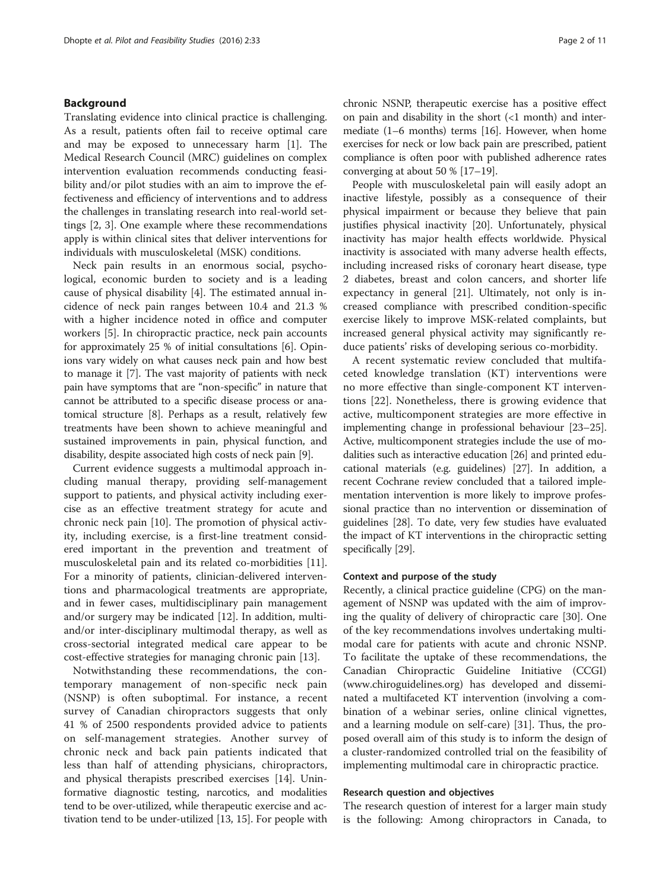## Background

Translating evidence into clinical practice is challenging. As a result, patients often fail to receive optimal care and may be exposed to unnecessary harm [1]. The Medical Research Council (MRC) guidelines on complex intervention evaluation recommends conducting feasibility and/or pilot studies with an aim to improve the effectiveness and efficiency of interventions and to address the challenges in translating research into real-world settings [2, 3]. One example where these recommendations apply is within clinical sites that deliver interventions for individuals with musculoskeletal (MSK) conditions.

Neck pain results in an enormous social, psychological, economic burden to society and is a leading cause of physical disability [4]. The estimated annual incidence of neck pain ranges between 10.4 and 21.3 % with a higher incidence noted in office and computer workers [5]. In chiropractic practice, neck pain accounts for approximately 25 % of initial consultations [6]. Opinions vary widely on what causes neck pain and how best to manage it [7]. The vast majority of patients with neck pain have symptoms that are "non-specific" in nature that cannot be attributed to a specific disease process or anatomical structure [8]. Perhaps as a result, relatively few treatments have been shown to achieve meaningful and sustained improvements in pain, physical function, and disability, despite associated high costs of neck pain [9].

Current evidence suggests a multimodal approach including manual therapy, providing self-management support to patients, and physical activity including exercise as an effective treatment strategy for acute and chronic neck pain [10]. The promotion of physical activity, including exercise, is a first-line treatment considered important in the prevention and treatment of musculoskeletal pain and its related co-morbidities [11]. For a minority of patients, clinician-delivered interventions and pharmacological treatments are appropriate, and in fewer cases, multidisciplinary pain management and/or surgery may be indicated [12]. In addition, multi- and/or inter-disciplinary multimodal therapy, as well as cross-sectorial integrated medical care appear to be cost-effective strategies for managing chronic pain [13].

Notwithstanding these recommendations, the contemporary management of non-specific neck pain (NSNP) is often suboptimal. For instance, a recent survey of Canadian chiropractors suggests that only 41 % of 2500 respondents provided advice to patients on self-management strategies. Another survey of chronic neck and back pain patients indicated that less than half of attending physicians, chiropractors, and physical therapists prescribed exercises [14]. Uninformative diagnostic testing, narcotics, and modalities tend to be over-utilized, while therapeutic exercise and activation tend to be under-utilized [13, 15]. For people with chronic NSNP, therapeutic exercise has a positive effect on pain and disability in the short (<1 month) and intermediate (1–6 months) terms [16]. However, when home exercises for neck or low back pain are prescribed, patient compliance is often poor with published adherence rates converging at about 50 % [17–19].

People with musculoskeletal pain will easily adopt an inactive lifestyle, possibly as a consequence of their physical impairment or because they believe that pain justifies physical inactivity [20]. Unfortunately, physical inactivity has major health effects worldwide. Physical inactivity is associated with many adverse health effects, including increased risks of coronary heart disease, type 2 diabetes, breast and colon cancers, and shorter life expectancy in general [21]. Ultimately, not only is increased compliance with prescribed condition-specific exercise likely to improve MSK-related complaints, but increased general physical activity may significantly reduce patients' risks of developing serious co-morbidity.

A recent systematic review concluded that multifaceted knowledge translation (KT) interventions were no more effective than single-component KT interventions [22]. Nonetheless, there is growing evidence that active, multicomponent strategies are more effective in implementing change in professional behaviour [23–25]. Active, multicomponent strategies include the use of modalities such as interactive education [26] and printed educational materials (e.g. guidelines) [27]. In addition, a recent Cochrane review concluded that a tailored implementation intervention is more likely to improve professional practice than no intervention or dissemination of guidelines [28]. To date, very few studies have evaluated the impact of KT interventions in the chiropractic setting specifically [29].

### Context and purpose of the study

Recently, a clinical practice guideline (CPG) on the management of NSNP was updated with the aim of improving the quality of delivery of chiropractic care [30]. One of the key recommendations involves undertaking multimodal care for patients with acute and chronic NSNP. To facilitate the uptake of these recommendations, the Canadian Chiropractic Guideline Initiative (CCGI) (www.chiroguidelines.org) has developed and disseminated a multifaceted KT intervention (involving a combination of a webinar series, online clinical vignettes, and a learning module on self-care) [31]. Thus, the proposed overall aim of this study is to inform the design of a cluster-randomized controlled trial on the feasibility of implementing multimodal care in chiropractic practice.

### Research question and objectives

The research question of interest for a larger main study is the following: Among chiropractors in Canada, to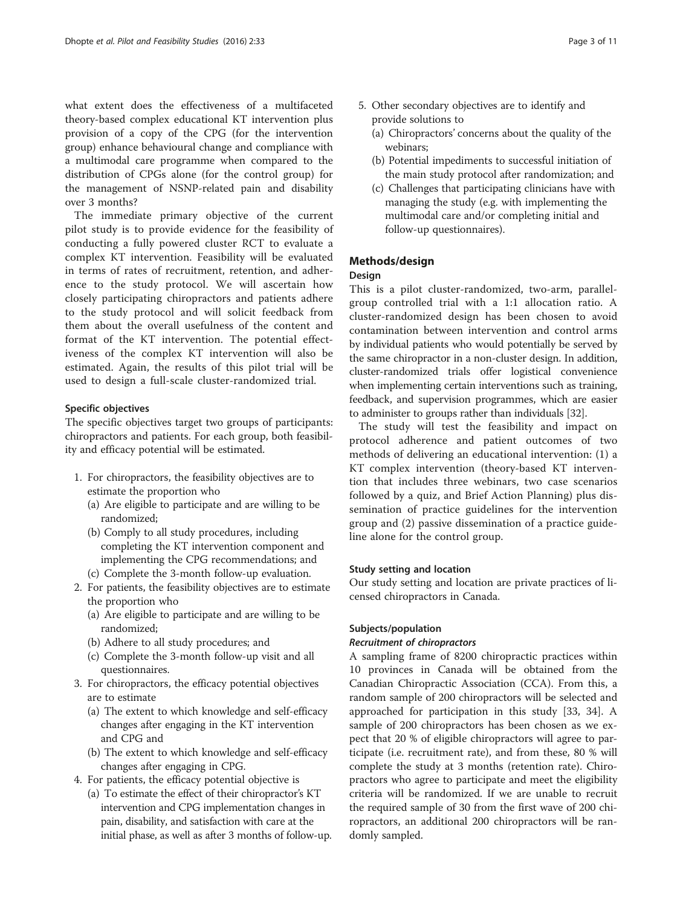what extent does the effectiveness of a multifaceted theory-based complex educational KT intervention plus provision of a copy of the CPG (for the intervention group) enhance behavioural change and compliance with a multimodal care programme when compared to the distribution of CPGs alone (for the control group) for the management of NSNP-related pain and disability over 3 months?

The immediate primary objective of the current pilot study is to provide evidence for the feasibility of conducting a fully powered cluster RCT to evaluate a complex KT intervention. Feasibility will be evaluated in terms of rates of recruitment, retention, and adherence to the study protocol. We will ascertain how closely participating chiropractors and patients adhere to the study protocol and will solicit feedback from them about the overall usefulness of the content and format of the KT intervention. The potential effectiveness of the complex KT intervention will also be estimated. Again, the results of this pilot trial will be used to design a full-scale cluster-randomized trial.

### Specific objectives

The specific objectives target two groups of participants: chiropractors and patients. For each group, both feasibility and efficacy potential will be estimated.

1. For chiropractors, the feasibility objectives are to estimate the proportion who
   (a) Are eligible to participate and are willing to be randomized;
   (b) Comply to all study procedures, including completing the KT intervention component and implementing the CPG recommendations; and
   (c) Complete the 3-month follow-up evaluation.
2. For patients, the feasibility objectives are to estimate the proportion who
   (a) Are eligible to participate and are willing to be randomized;
   (b) Adhere to all study procedures; and
   (c) Complete the 3-month follow-up visit and all questionnaires.
3. For chiropractors, the efficacy potential objectives are to estimate
   (a) The extent to which knowledge and self-efficacy changes after engaging in the KT intervention and CPG and
   (b) The extent to which knowledge and self-efficacy changes after engaging in CPG.
4. For patients, the efficacy potential objective is
   (a) To estimate the effect of their chiropractor's KT intervention and CPG implementation changes in pain, disability, and satisfaction with care at the initial phase, as well as after 3 months of follow-up.
5. Other secondary objectives are to identify and provide solutions to
   (a) Chiropractors' concerns about the quality of the webinars;
   (b) Potential impediments to successful initiation of the main study protocol after randomization; and
   (c) Challenges that participating clinicians have with managing the study (e.g. with implementing the multimodal care and/or completing initial and follow-up questionnaires).

## Methods/design

### Design

This is a pilot cluster-randomized, two-arm, parallel-group controlled trial with a 1:1 allocation ratio. A cluster-randomized design has been chosen to avoid contamination between intervention and control arms by individual patients who would potentially be served by the same chiropractor in a non-cluster design. In addition, cluster-randomized trials offer logistical convenience when implementing certain interventions such as training, feedback, and supervision programmes, which are easier to administer to groups rather than individuals [32].

The study will test the feasibility and impact on protocol adherence and patient outcomes of two methods of delivering an educational intervention: (1) a KT complex intervention (theory-based KT intervention that includes three webinars, two case scenarios followed by a quiz, and Brief Action Planning) plus dissemination of practice guidelines for the intervention group and (2) passive dissemination of a practice guideline alone for the control group.

### Study setting and location

Our study setting and location are private practices of licensed chiropractors in Canada.

### Subjects/population

#### *Recruitment of chiropractors*

A sampling frame of 8200 chiropractic practices within 10 provinces in Canada will be obtained from the Canadian Chiropractic Association (CCA). From this, a random sample of 200 chiropractors will be selected and approached for participation in this study [33, 34]. A sample of 200 chiropractors has been chosen as we expect that 20 % of eligible chiropractors will agree to participate (i.e. recruitment rate), and from these, 80 % will complete the study at 3 months (retention rate). Chiropractors who agree to participate and meet the eligibility criteria will be randomized. If we are unable to recruit the required sample of 30 from the first wave of 200 chiropractors, an additional 200 chiropractors will be randomly sampled.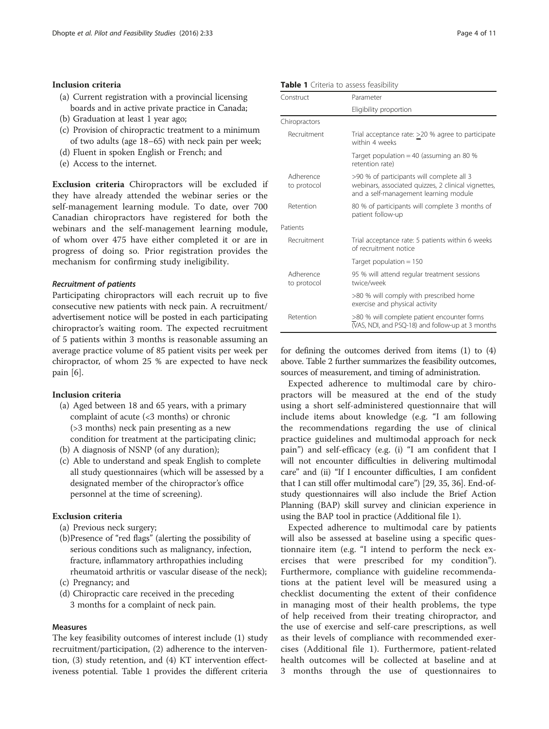### Inclusion criteria

(a) Current registration with a provincial licensing boards and in active private practice in Canada;
(b) Graduation at least 1 year ago;
(c) Provision of chiropractic treatment to a minimum of two adults (age 18–65) with neck pain per week;
(d) Fluent in spoken English or French; and
(e) Access to the internet.

**Exclusion criteria** Chiropractors will be excluded if they have already attended the webinar series or the self-management learning module. To date, over 700 Canadian chiropractors have registered for both the webinars and the self-management learning module, of whom over 475 have either completed it or are in progress of doing so. Prior registration provides the mechanism for confirming study ineligibility.

#### *Recruitment of patients*

Participating chiropractors will each recruit up to five consecutive new patients with neck pain. A recruitment/advertisement notice will be posted in each participating chiropractor's waiting room. The expected recruitment of 5 patients within 3 months is reasonable assuming an average practice volume of 85 patient visits per week per chiropractor, of whom 25 % are expected to have neck pain [6].

### Inclusion criteria

(a) Aged between 18 and 65 years, with a primary complaint of acute (<3 months) or chronic (>3 months) neck pain presenting as a new condition for treatment at the participating clinic;
(b) A diagnosis of NSNP (of any duration);
(c) Able to understand and speak English to complete all study questionnaires (which will be assessed by a designated member of the chiropractor's office personnel at the time of screening).

### Exclusion criteria

(a) Previous neck surgery;
(b) Presence of "red flags" (alerting the possibility of serious conditions such as malignancy, infection, fracture, inflammatory arthropathies including rheumatoid arthritis or vascular disease of the neck);
(c) Pregnancy; and
(d) Chiropractic care received in the preceding 3 months for a complaint of neck pain.

### Measures

The key feasibility outcomes of interest include (1) study recruitment/participation, (2) adherence to the intervention, (3) study retention, and (4) KT intervention effectiveness potential. Table 1 provides the different criteria for defining the outcomes derived from items (1) to (4) above. Table 2 further summarizes the feasibility outcomes, sources of measurement, and timing of administration.

**Table 1** Criteria to assess feasibility

| Construct | Parameter |
|---|---|
| | Eligibility proportion |
| Chiropractors | |
| Recruitment | Trial acceptance rate: ≥20 % agree to participate within 4 weeks |
| | Target population = 40 (assuming an 80 % retention rate) |
| Adherence to protocol | >90 % of participants will complete all 3 webinars, associated quizzes, 2 clinical vignettes, and a self-management learning module |
| Retention | 80 % of participants will complete 3 months of patient follow-up |
| Patients | |
| Recruitment | Trial acceptance rate: 5 patients within 6 weeks of recruitment notice |
| | Target population = 150 |
| Adherence to protocol | 95 % will attend regular treatment sessions twice/week |
| | >80 % will comply with prescribed home exercise and physical activity |
| Retention | ≥80 % will complete patient encounter forms (VAS, NDI, and PSQ-18) and follow-up at 3 months |

Expected adherence to multimodal care by chiropractors will be measured at the end of the study using a short self-administered questionnaire that will include items about knowledge (e.g. "I am following the recommendations regarding the use of clinical practice guidelines and multimodal approach for neck pain") and self-efficacy (e.g. (i) "I am confident that I will not encounter difficulties in delivering multimodal care" and (ii) "If I encounter difficulties, I am confident that I can still offer multimodal care") [29, 35, 36]. End-of-study questionnaires will also include the Brief Action Planning (BAP) skill survey and clinician experience in using the BAP tool in practice (Additional file 1).

Expected adherence to multimodal care by patients will also be assessed at baseline using a specific questionnaire item (e.g. "I intend to perform the neck exercises that were prescribed for my condition"). Furthermore, compliance with guideline recommendations at the patient level will be measured using a checklist documenting the extent of their confidence in managing most of their health problems, the type of help received from their treating chiropractor, and the use of exercise and self-care prescriptions, as well as their levels of compliance with recommended exercises (Additional file 1). Furthermore, patient-related health outcomes will be collected at baseline and at 3 months through the use of questionnaires to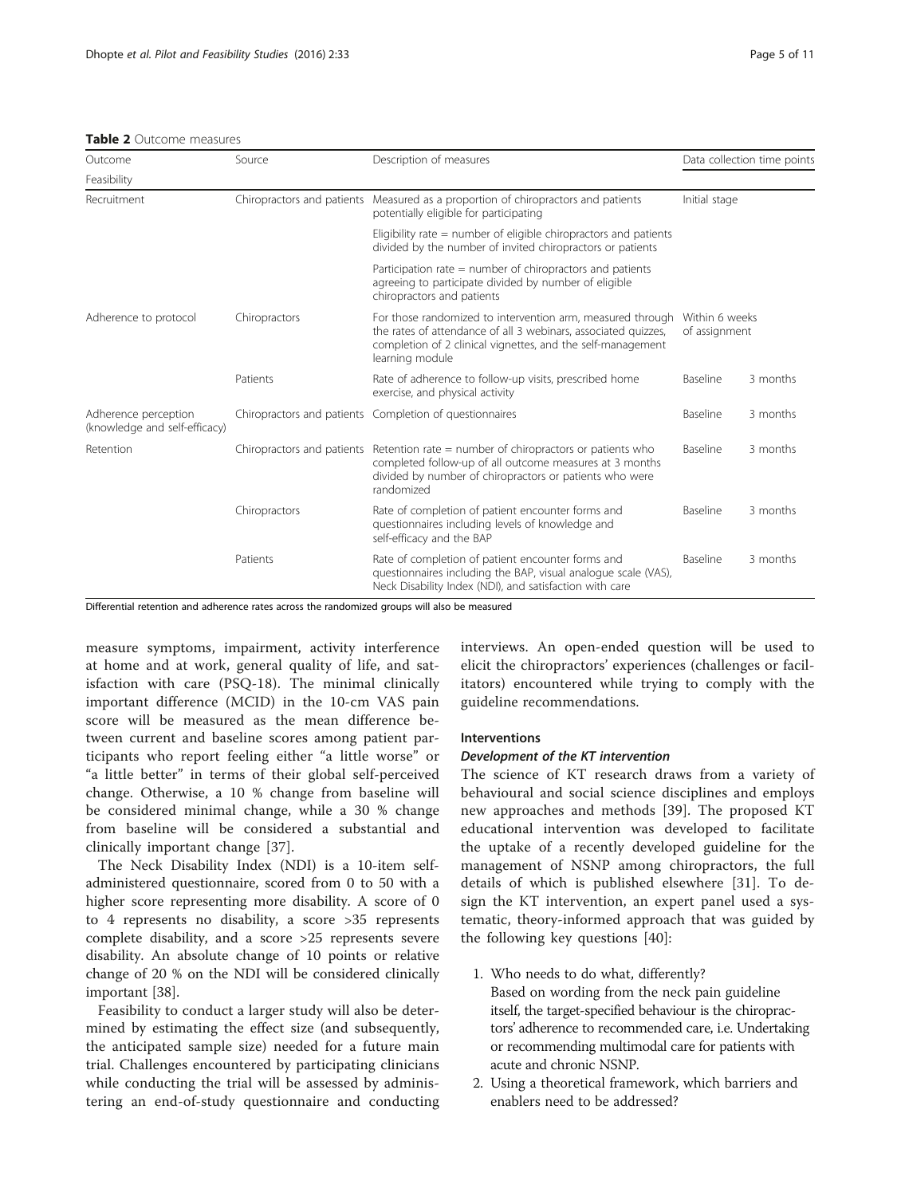**Table 2** Outcome measures

| Outcome | Source | Description of measures | Data collection time points | |
|---|---|---|---|---|
| Feasibility | | | | |
| Recruitment | Chiropractors and patients | Measured as a proportion of chiropractors and patients potentially eligible for participating | Initial stage | |
| | | Eligibility rate = number of eligible chiropractors and patients divided by the number of invited chiropractors or patients | | |
| | | Participation rate = number of chiropractors and patients agreeing to participate divided by number of eligible chiropractors and patients | | |
| Adherence to protocol | Chiropractors | For those randomized to intervention arm, measured through the rates of attendance of all 3 webinars, associated quizzes, completion of 2 clinical vignettes, and the self-management learning module | Within 6 weeks of assignment | |
| | Patients | Rate of adherence to follow-up visits, prescribed home exercise, and physical activity | Baseline | 3 months |
| Adherence perception (knowledge and self-efficacy) | Chiropractors and patients | Completion of questionnaires | Baseline | 3 months |
| Retention | Chiropractors and patients | Retention rate = number of chiropractors or patients who completed follow-up of all outcome measures at 3 months divided by number of chiropractors or patients who were randomized | Baseline | 3 months |
| | Chiropractors | Rate of completion of patient encounter forms and questionnaires including levels of knowledge and self-efficacy and the BAP | Baseline | 3 months |
| | Patients | Rate of completion of patient encounter forms and questionnaires including the BAP, visual analogue scale (VAS), Neck Disability Index (NDI), and satisfaction with care | Baseline | 3 months |

Differential retention and adherence rates across the randomized groups will also be measured

measure symptoms, impairment, activity interference at home and at work, general quality of life, and satisfaction with care (PSQ-18). The minimal clinically important difference (MCID) in the 10-cm VAS pain score will be measured as the mean difference between current and baseline scores among patient participants who report feeling either "a little worse" or "a little better" in terms of their global self-perceived change. Otherwise, a 10 % change from baseline will be considered minimal change, while a 30 % change from baseline will be considered a substantial and clinically important change [37].

The Neck Disability Index (NDI) is a 10-item self-administered questionnaire, scored from 0 to 50 with a higher score representing more disability. A score of 0 to 4 represents no disability, a score >35 represents complete disability, and a score >25 represents severe disability. An absolute change of 10 points or relative change of 20 % on the NDI will be considered clinically important [38].

Feasibility to conduct a larger study will also be determined by estimating the effect size (and subsequently, the anticipated sample size) needed for a future main trial. Challenges encountered by participating clinicians while conducting the trial will be assessed by administering an end-of-study questionnaire and conducting interviews. An open-ended question will be used to elicit the chiropractors' experiences (challenges or facilitators) encountered while trying to comply with the guideline recommendations.

### Interventions

#### *Development of the KT intervention*

The science of KT research draws from a variety of behavioural and social science disciplines and employs new approaches and methods [39]. The proposed KT educational intervention was developed to facilitate the uptake of a recently developed guideline for the management of NSNP among chiropractors, the full details of which is published elsewhere [31]. To design the KT intervention, an expert panel used a systematic, theory-informed approach that was guided by the following key questions [40]:

1. Who needs to do what, differently?
   Based on wording from the neck pain guideline itself, the target-specified behaviour is the chiropractors' adherence to recommended care, i.e. Undertaking or recommending multimodal care for patients with acute and chronic NSNP.
2. Using a theoretical framework, which barriers and enablers need to be addressed?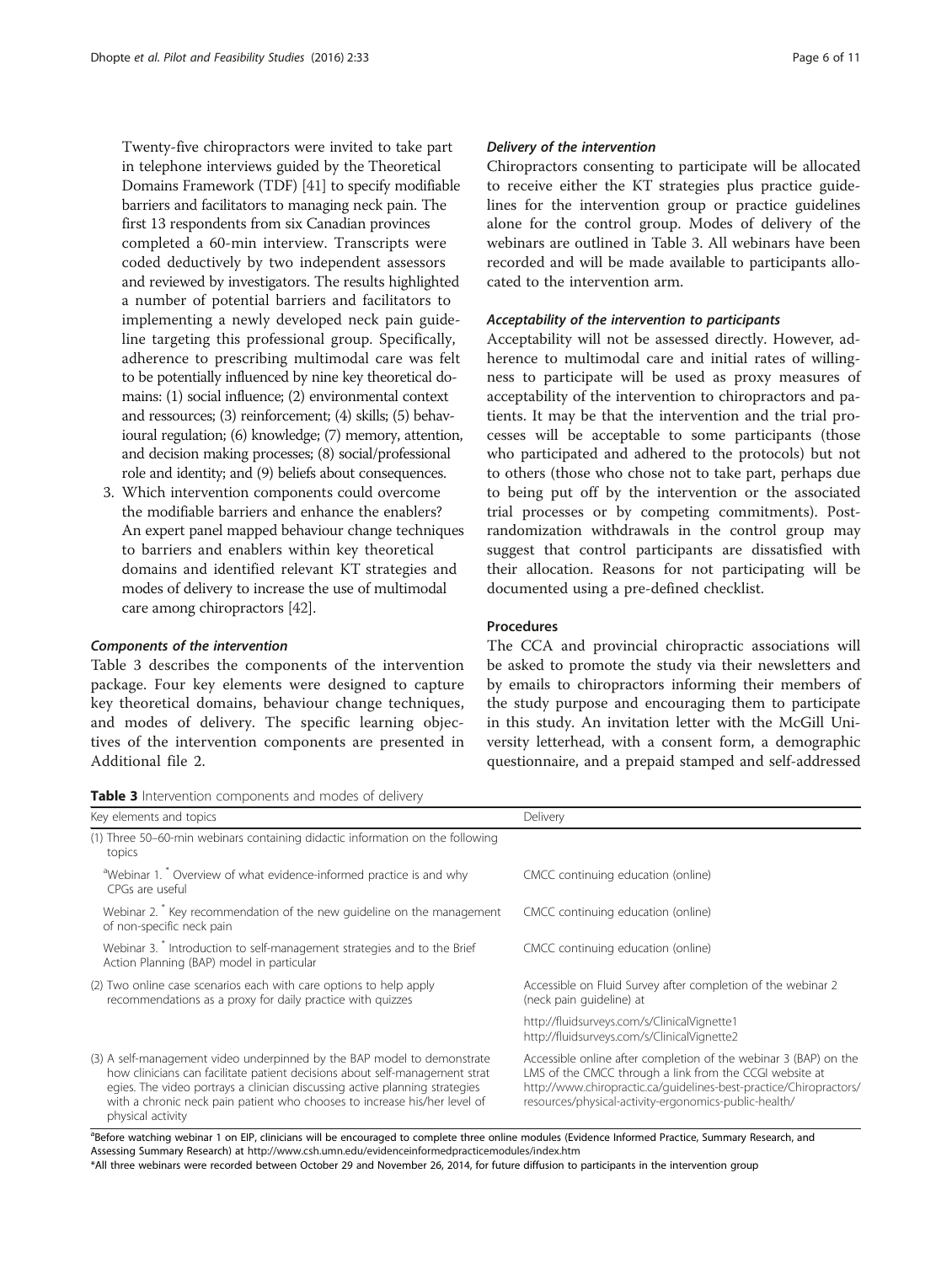Twenty-five chiropractors were invited to take part in telephone interviews guided by the Theoretical Domains Framework (TDF) [41] to specify modifiable barriers and facilitators to managing neck pain. The first 13 respondents from six Canadian provinces completed a 60-min interview. Transcripts were coded deductively by two independent assessors and reviewed by investigators. The results highlighted a number of potential barriers and facilitators to implementing a newly developed neck pain guideline targeting this professional group. Specifically, adherence to prescribing multimodal care was felt to be potentially influenced by nine key theoretical domains: (1) social influence; (2) environmental context and ressources; (3) reinforcement; (4) skills; (5) behavioural regulation; (6) knowledge; (7) memory, attention, and decision making processes; (8) social/professional role and identity; and (9) beliefs about consequences.

3. Which intervention components could overcome the modifiable barriers and enhance the enablers? An expert panel mapped behaviour change techniques to barriers and enablers within key theoretical domains and identified relevant KT strategies and modes of delivery to increase the use of multimodal care among chiropractors [42].

#### *Components of the intervention*

Table 3 describes the components of the intervention package. Four key elements were designed to capture key theoretical domains, behaviour change techniques, and modes of delivery. The specific learning objectives of the intervention components are presented in Additional file 2.

#### *Delivery of the intervention*

Chiropractors consenting to participate will be allocated to receive either the KT strategies plus practice guidelines for the intervention group or practice guidelines alone for the control group. Modes of delivery of the webinars are outlined in Table 3. All webinars have been recorded and will be made available to participants allocated to the intervention arm.

#### *Acceptability of the intervention to participants*

Acceptability will not be assessed directly. However, adherence to multimodal care and initial rates of willingness to participate will be used as proxy measures of acceptability of the intervention to chiropractors and patients. It may be that the intervention and the trial processes will be acceptable to some participants (those who participated and adhered to the protocols) but not to others (those who chose not to take part, perhaps due to being put off by the intervention or the associated trial processes or by competing commitments). Post-randomization withdrawals in the control group may suggest that control participants are dissatisfied with their allocation. Reasons for not participating will be documented using a pre-defined checklist.

### Procedures

The CCA and provincial chiropractic associations will be asked to promote the study via their newsletters and by emails to chiropractors informing their members of the study purpose and encouraging them to participate in this study. An invitation letter with the McGill University letterhead, with a consent form, a demographic questionnaire, and a prepaid stamped and self-addressed

**Table 3** Intervention components and modes of delivery

| Key elements and topics | Delivery |
| --- | --- |
| (1) Three 50–60-min webinars containing didactic information on the following topics | |
| [a]Webinar 1. * Overview of what evidence-informed practice is and why CPGs are useful | CMCC continuing education (online) |
| Webinar 2. * Key recommendation of the new guideline on the management of non-specific neck pain | CMCC continuing education (online) |
| Webinar 3. * Introduction to self-management strategies and to the Brief Action Planning (BAP) model in particular | CMCC continuing education (online) |
| (2) Two online case scenarios each with care options to help apply recommendations as a proxy for daily practice with quizzes | Accessible on Fluid Survey after completion of the webinar 2 (neck pain guideline) at http://fluidsurveys.com/s/ClinicalVignette1 http://fluidsurveys.com/s/ClinicalVignette2 |
| (3) A self-management video underpinned by the BAP model to demonstrate how clinicians can facilitate patient decisions about self-management strategies. The video portrays a clinician discussing active planning strategies with a chronic neck pain patient who chooses to increase his/her level of physical activity | Accessible online after completion of the webinar 3 (BAP) on the LMS of the CMCC through a link from the CCGI website at http://www.chiropractic.ca/guidelines-best-practice/Chiropractors/resources/physical-activity-ergonomics-public-health/ |

[a]Before watching webinar 1 on EIP, clinicians will be encouraged to complete three online modules (Evidence Informed Practice, Summary Research, and Assessing Summary Research) at http://www.csh.umn.edu/evidenceinformedpracticemodules/index.htm

*All three webinars were recorded between October 29 and November 26, 2014, for future diffusion to participants in the intervention group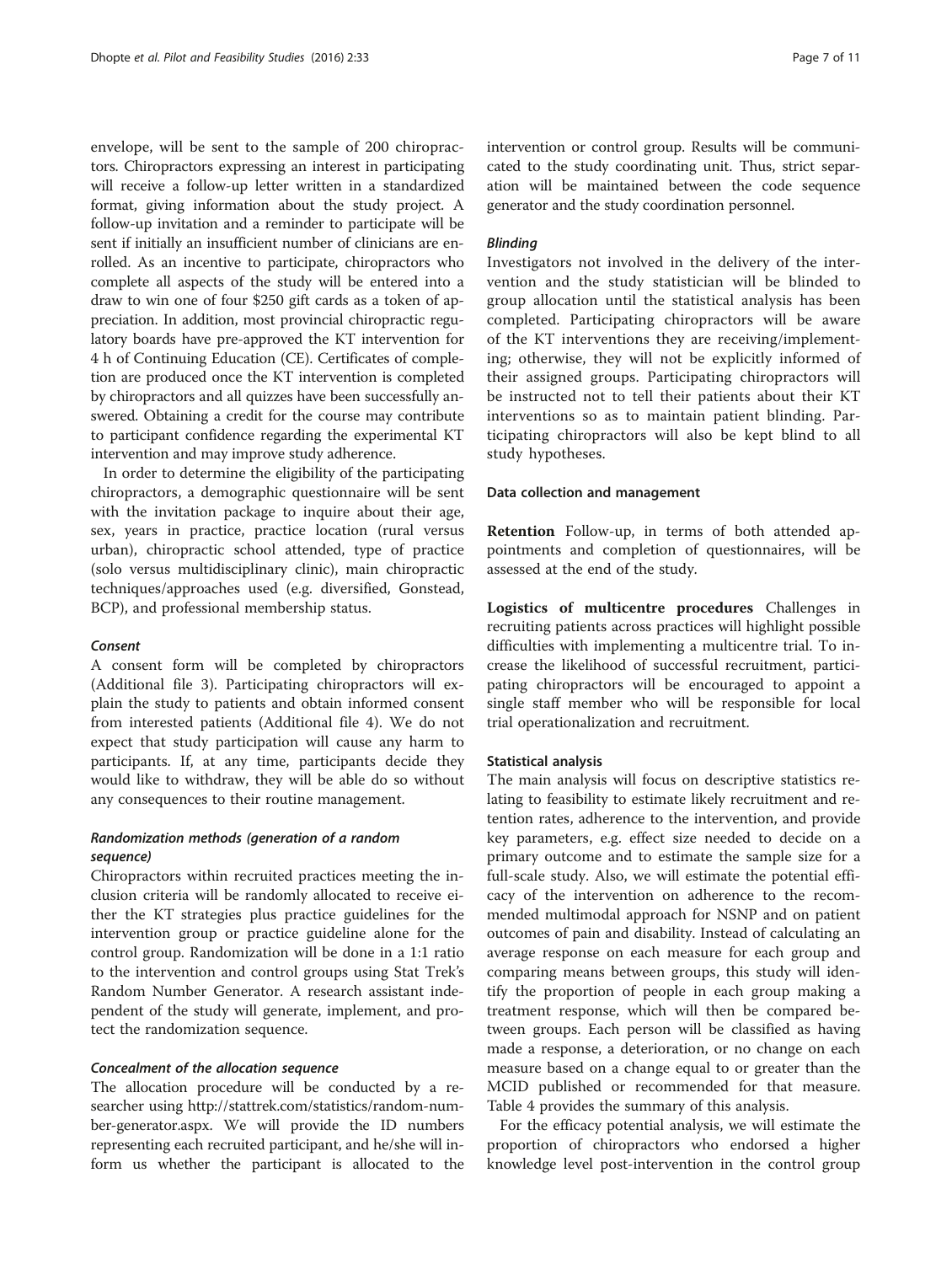envelope, will be sent to the sample of 200 chiropractors. Chiropractors expressing an interest in participating will receive a follow-up letter written in a standardized format, giving information about the study project. A follow-up invitation and a reminder to participate will be sent if initially an insufficient number of clinicians are enrolled. As an incentive to participate, chiropractors who complete all aspects of the study will be entered into a draw to win one of four $250 gift cards as a token of appreciation. In addition, most provincial chiropractic regulatory boards have pre-approved the KT intervention for 4 h of Continuing Education (CE). Certificates of completion are produced once the KT intervention is completed by chiropractors and all quizzes have been successfully answered. Obtaining a credit for the course may contribute to participant confidence regarding the experimental KT intervention and may improve study adherence.

In order to determine the eligibility of the participating chiropractors, a demographic questionnaire will be sent with the invitation package to inquire about their age, sex, years in practice, practice location (rural versus urban), chiropractic school attended, type of practice (solo versus multidisciplinary clinic), main chiropractic techniques/approaches used (e.g. diversified, Gonstead, BCP), and professional membership status.

#### *Consent*

A consent form will be completed by chiropractors (Additional file 3). Participating chiropractors will explain the study to patients and obtain informed consent from interested patients (Additional file 4). We do not expect that study participation will cause any harm to participants. If, at any time, participants decide they would like to withdraw, they will be able do so without any consequences to their routine management.

#### *Randomization methods (generation of a random sequence)*

Chiropractors within recruited practices meeting the inclusion criteria will be randomly allocated to receive either the KT strategies plus practice guidelines for the intervention group or practice guideline alone for the control group. Randomization will be done in a 1:1 ratio to the intervention and control groups using Stat Trek's Random Number Generator. A research assistant independent of the study will generate, implement, and protect the randomization sequence.

#### *Concealment of the allocation sequence*

The allocation procedure will be conducted by a researcher using http://stattrek.com/statistics/random-number-generator.aspx. We will provide the ID numbers representing each recruited participant, and he/she will inform us whether the participant is allocated to the intervention or control group. Results will be communicated to the study coordinating unit. Thus, strict separation will be maintained between the code sequence generator and the study coordination personnel.

#### *Blinding*

Investigators not involved in the delivery of the intervention and the study statistician will be blinded to group allocation until the statistical analysis has been completed. Participating chiropractors will be aware of the KT interventions they are receiving/implementing; otherwise, they will not be explicitly informed of their assigned groups. Participating chiropractors will be instructed not to tell their patients about their KT interventions so as to maintain patient blinding. Participating chiropractors will also be kept blind to all study hypotheses.

### Data collection and management

**Retention** Follow-up, in terms of both attended appointments and completion of questionnaires, will be assessed at the end of the study.

**Logistics of multicentre procedures** Challenges in recruiting patients across practices will highlight possible difficulties with implementing a multicentre trial. To increase the likelihood of successful recruitment, participating chiropractors will be encouraged to appoint a single staff member who will be responsible for local trial operationalization and recruitment.

### Statistical analysis

The main analysis will focus on descriptive statistics relating to feasibility to estimate likely recruitment and retention rates, adherence to the intervention, and provide key parameters, e.g. effect size needed to decide on a primary outcome and to estimate the sample size for a full-scale study. Also, we will estimate the potential efficacy of the intervention on adherence to the recommended multimodal approach for NSNP and on patient outcomes of pain and disability. Instead of calculating an average response on each measure for each group and comparing means between groups, this study will identify the proportion of people in each group making a treatment response, which will then be compared between groups. Each person will be classified as having made a response, a deterioration, or no change on each measure based on a change equal to or greater than the MCID published or recommended for that measure. Table 4 provides the summary of this analysis.

For the efficacy potential analysis, we will estimate the proportion of chiropractors who endorsed a higher knowledge level post-intervention in the control group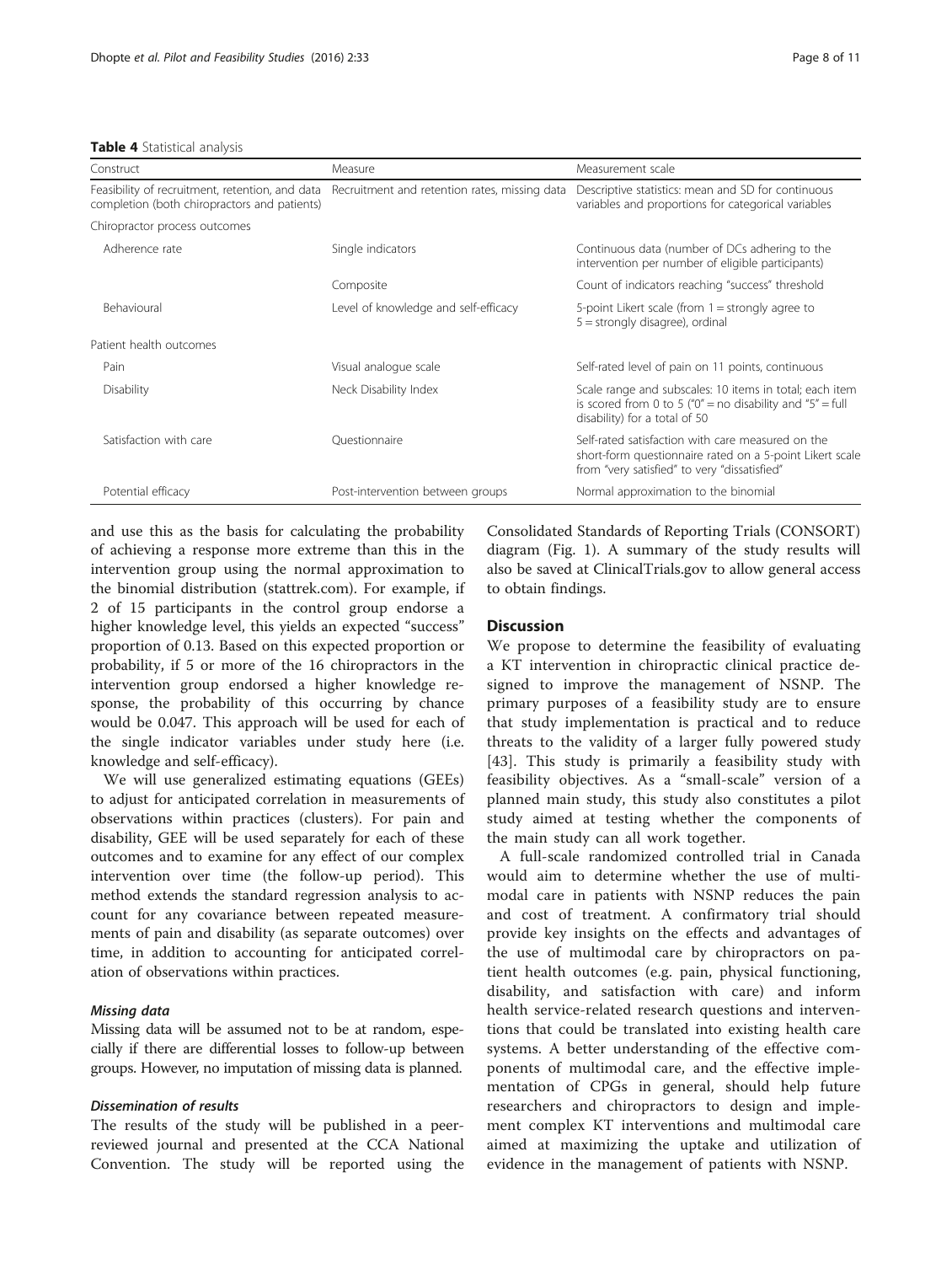**Table 4** Statistical analysis

| Construct | Measure | Measurement scale |
| --- | --- | --- |
| Feasibility of recruitment, retention, and data completion (both chiropractors and patients) | Recruitment and retention rates, missing data | Descriptive statistics: mean and SD for continuous variables and proportions for categorical variables |
| Chiropractor process outcomes | | |
| Adherence rate | Single indicators | Continuous data (number of DCs adhering to the intervention per number of eligible participants) |
| | Composite | Count of indicators reaching "success" threshold |
| Behavioural | Level of knowledge and self-efficacy | 5-point Likert scale (from 1 = strongly agree to 5 = strongly disagree), ordinal |
| Patient health outcomes | | |
| Pain | Visual analogue scale | Self-rated level of pain on 11 points, continuous |
| Disability | Neck Disability Index | Scale range and subscales: 10 items in total; each item is scored from 0 to 5 ("0" = no disability and "5" = full disability) for a total of 50 |
| Satisfaction with care | Questionnaire | Self-rated satisfaction with care measured on the short-form questionnaire rated on a 5-point Likert scale from "very satisfied" to very "dissatisfied" |
| Potential efficacy | Post-intervention between groups | Normal approximation to the binomial |

and use this as the basis for calculating the probability of achieving a response more extreme than this in the intervention group using the normal approximation to the binomial distribution (stattrek.com). For example, if 2 of 15 participants in the control group endorse a higher knowledge level, this yields an expected "success" proportion of 0.13. Based on this expected proportion or probability, if 5 or more of the 16 chiropractors in the intervention group endorsed a higher knowledge response, the probability of this occurring by chance would be 0.047. This approach will be used for each of the single indicator variables under study here (i.e. knowledge and self-efficacy).

We will use generalized estimating equations (GEEs) to adjust for anticipated correlation in measurements of observations within practices (clusters). For pain and disability, GEE will be used separately for each of these outcomes and to examine for any effect of our complex intervention over time (the follow-up period). This method extends the standard regression analysis to account for any covariance between repeated measurements of pain and disability (as separate outcomes) over time, in addition to accounting for anticipated correlation of observations within practices.

#### *Missing data*

Missing data will be assumed not to be at random, especially if there are differential losses to follow-up between groups. However, no imputation of missing data is planned.

#### *Dissemination of results*

The results of the study will be published in a peer-reviewed journal and presented at the CCA National Convention. The study will be reported using the Consolidated Standards of Reporting Trials (CONSORT) diagram (Fig. 1). A summary of the study results will also be saved at ClinicalTrials.gov to allow general access to obtain findings.

## Discussion

We propose to determine the feasibility of evaluating a KT intervention in chiropractic clinical practice designed to improve the management of NSNP. The primary purposes of a feasibility study are to ensure that study implementation is practical and to reduce threats to the validity of a larger fully powered study [43]. This study is primarily a feasibility study with feasibility objectives. As a "small-scale" version of a planned main study, this study also constitutes a pilot study aimed at testing whether the components of the main study can all work together.

A full-scale randomized controlled trial in Canada would aim to determine whether the use of multimodal care in patients with NSNP reduces the pain and cost of treatment. A confirmatory trial should provide key insights on the effects and advantages of the use of multimodal care by chiropractors on patient health outcomes (e.g. pain, physical functioning, disability, and satisfaction with care) and inform health service-related research questions and interventions that could be translated into existing health care systems. A better understanding of the effective components of multimodal care, and the effective implementation of CPGs in general, should help future researchers and chiropractors to design and implement complex KT interventions and multimodal care aimed at maximizing the uptake and utilization of evidence in the management of patients with NSNP.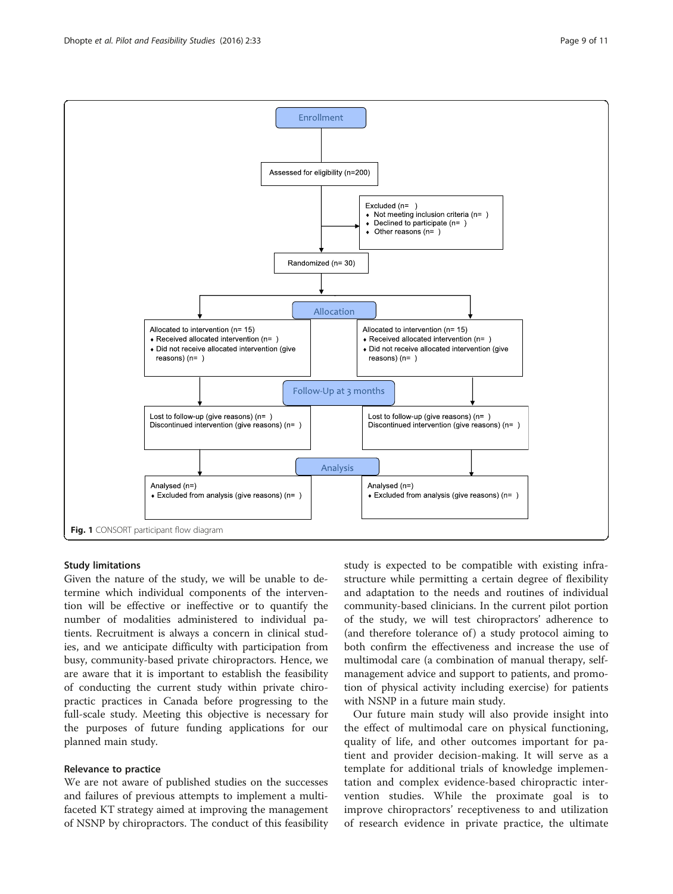Enrollment

Assessed for eligibility (n=200)

Excluded (n= )
- Not meeting inclusion criteria (n= )
- Declined to participate (n= )
- Other reasons (n= )

Randomized (n= 30)

Allocation

Allocated to intervention (n= 15)
- Received allocated intervention (n= )
- Did not receive allocated intervention (give reasons) (n= )

Allocated to intervention (n= 15)
- Received allocated intervention (n= )
- Did not receive allocated intervention (give reasons) (n= )

Follow-Up at 3 months

Lost to follow-up (give reasons) (n= )
Discontinued intervention (give reasons) (n= )

Lost to follow-up (give reasons) (n= )
Discontinued intervention (give reasons) (n= )

Analysis

Analysed (n=)
- Excluded from analysis (give reasons) (n= )

Analysed (n=)
- Excluded from analysis (give reasons) (n= )

**Fig. 1** CONSORT participant flow diagram

### Study limitations

Given the nature of the study, we will be unable to determine which individual components of the intervention will be effective or ineffective or to quantify the number of modalities administered to individual patients. Recruitment is always a concern in clinical studies, and we anticipate difficulty with participation from busy, community-based private chiropractors. Hence, we are aware that it is important to establish the feasibility of conducting the current study within private chiropractic practices in Canada before progressing to the full-scale study. Meeting this objective is necessary for the purposes of future funding applications for our planned main study.

### Relevance to practice

We are not aware of published studies on the successes and failures of previous attempts to implement a multifaceted KT strategy aimed at improving the management of NSNP by chiropractors. The conduct of this feasibility study is expected to be compatible with existing infrastructure while permitting a certain degree of flexibility and adaptation to the needs and routines of individual community-based clinicians. In the current pilot portion of the study, we will test chiropractors' adherence to (and therefore tolerance of) a study protocol aiming to both confirm the effectiveness and increase the use of multimodal care (a combination of manual therapy, self-management advice and support to patients, and promotion of physical activity including exercise) for patients with NSNP in a future main study.

Our future main study will also provide insight into the effect of multimodal care on physical functioning, quality of life, and other outcomes important for patient and provider decision-making. It will serve as a template for additional trials of knowledge implementation and complex evidence-based chiropractic intervention studies. While the proximate goal is to improve chiropractors' receptiveness to and utilization of research evidence in private practice, the ultimate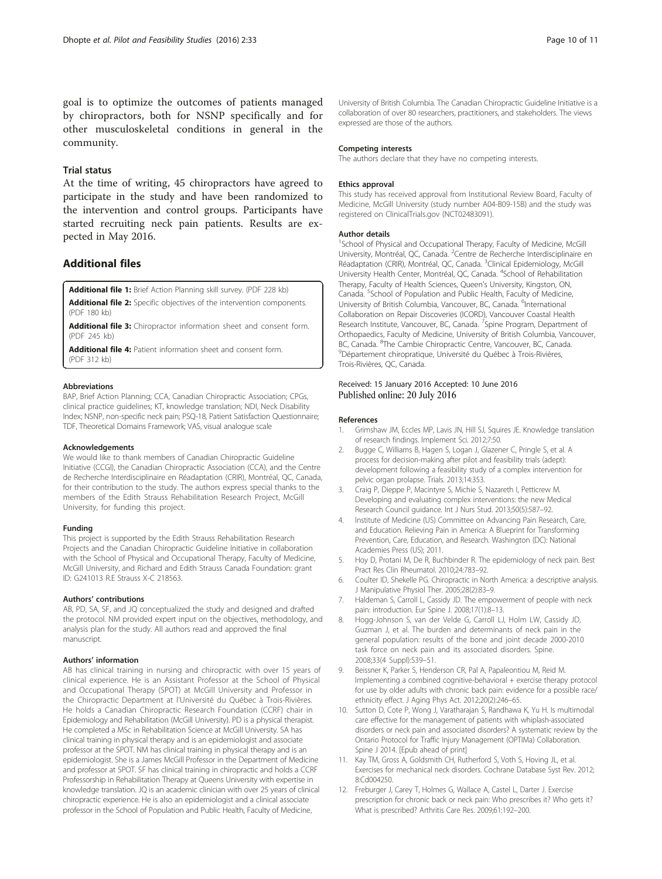goal is to optimize the outcomes of patients managed by chiropractors, both for NSNP specifically and for other musculoskeletal conditions in general in the community.

## Trial status

At the time of writing, 45 chiropractors have agreed to participate in the study and have been randomized to the intervention and control groups. Participants have started recruiting neck pain patients. Results are expected in May 2016.

## Additional files

**Additional file 1:** Brief Action Planning skill survey. (PDF 228 kb)

**Additional file 2:** Specific objectives of the intervention components. (PDF 180 kb)

**Additional file 3:** Chiropractor information sheet and consent form. (PDF 245 kb)

**Additional file 4:** Patient information sheet and consent form. (PDF 312 kb)

#### Abbreviations

BAP, Brief Action Planning; CCA, Canadian Chiropractic Association; CPGs, clinical practice guidelines; KT, knowledge translation; NDI, Neck Disability Index; NSNP, non-specific neck pain; PSQ-18, Patient Satisfaction Questionnaire; TDF, Theoretical Domains Framework; VAS, visual analogue scale

#### Acknowledgements

We would like to thank members of Canadian Chiropractic Guideline Initiative (CCGI), the Canadian Chiropractic Association (CCA), and the Centre de Recherche Interdisciplinaire en Réadaptation (CRIR), Montréal, QC, Canada, for their contribution to the study. The authors express special thanks to the members of the Edith Strauss Rehabilitation Research Project, McGill University, for funding this project.

#### Funding

This project is supported by the Edith Strauss Rehabilitation Research Projects and the Canadian Chiropractic Guideline Initiative in collaboration with the School of Physical and Occupational Therapy, Faculty of Medicine, McGill University, and Richard and Edith Strauss Canada Foundation: grant ID: G241013 R.E Strauss X-C 218563.

#### Authors' contributions

AB, PD, SA, SF, and JQ conceptualized the study and designed and drafted the protocol. NM provided expert input on the objectives, methodology, and analysis plan for the study. All authors read and approved the final manuscript.

#### Authors' information

AB has clinical training in nursing and chiropractic with over 15 years of clinical experience. He is an Assistant Professor at the School of Physical and Occupational Therapy (SPOT) at McGill University and Professor in the Chiropractic Department at l'Université du Québec à Trois-Rivières. He holds a Canadian Chiropractic Research Foundation (CCRF) chair in Epidemiology and Rehabilitation (McGill University). PD is a physical therapist. He completed a MSc in Rehabilitation Science at McGill University. SA has clinical training in physical therapy and is an epidemiologist and associate professor at the SPOT. NM has clinical training in physical therapy and is an epidemiologist. She is a James McGill Professor in the Department of Medicine and professor at SPOT. SF has clinical training in chiropractic and holds a CCRF Professorship in Rehabilitation Therapy at Queens University with expertise in knowledge translation. JQ is an academic clinician with over 25 years of clinical chiropractic experience. He is also an epidemiologist and a clinical associate professor in the School of Population and Public Health, Faculty of Medicine, University of British Columbia. The Canadian Chiropractic Guideline Initiative is a collaboration of over 80 researchers, practitioners, and stakeholders. The views expressed are those of the authors.

#### Competing interests

The authors declare that they have no competing interests.

#### Ethics approval

This study has received approval from Institutional Review Board, Faculty of Medicine, McGill University (study number A04-B09-15B) and the study was registered on ClinicalTrials.gov (NCT02483091).

#### Author details

[1]School of Physical and Occupational Therapy, Faculty of Medicine, McGill University, Montréal, QC, Canada. [2]Centre de Recherche Interdisciplinaire en Réadaptation (CRIR), Montréal, QC, Canada. [3]Clinical Epidemiology, McGill University Health Center, Montréal, QC, Canada. [4]School of Rehabilitation Therapy, Faculty of Health Sciences, Queen's University, Kingston, ON, Canada. [5]School of Population and Public Health, Faculty of Medicine, University of British Columbia, Vancouver, BC, Canada. [6]International Collaboration on Repair Discoveries (ICORD), Vancouver Coastal Health Research Institute, Vancouver, BC, Canada. [7]Spine Program, Department of Orthopaedics, Faculty of Medicine, University of British Columbia, Vancouver, BC, Canada. [8]The Cambie Chiropractic Centre, Vancouver, BC, Canada. [9]Département chiropratique, Université du Québec à Trois-Rivières, Trois-Rivières, QC, Canada.

Received: 15 January 2016 Accepted: 10 June 2016
Published online: 20 July 2016

#### References

1. Grimshaw JM, Eccles MP, Lavis JN, Hill SJ, Squires JE. Knowledge translation of research findings. Implement Sci. 2012;7:50.
2. Bugge C, Williams B, Hagen S, Logan J, Glazener C, Pringle S, et al. A process for decision-making after pilot and feasibility trials (adept): development following a feasibility study of a complex intervention for pelvic organ prolapse. Trials. 2013;14:353.
3. Craig P, Dieppe P, Macintyre S, Michie S, Nazareth I, Petticrew M. Developing and evaluating complex interventions: the new Medical Research Council guidance. Int J Nurs Stud. 2013;50(5):587–92.
4. Institute of Medicine (US) Committee on Advancing Pain Research, Care, and Education. Relieving Pain in America: A Blueprint for Transforming Prevention, Care, Education, and Research. Washington (DC): National Academies Press (US); 2011.
5. Hoy D, Protani M, De R, Buchbinder R. The epidemiology of neck pain. Best Pract Res Clin Rheumatol. 2010;24:783–92.
6. Coulter ID, Shekelle PG. Chiropractic in North America: a descriptive analysis. J Manipulative Physiol Ther. 2005;28(2):83–9.
7. Haldeman S, Carroll L, Cassidy JD. The empowerment of people with neck pain: introduction. Eur Spine J. 2008;17(1):8–13.
8. Hogg-Johnson S, van der Velde G, Carroll LJ, Holm LW, Cassidy JD, Guzman J, et al. The burden and determinants of neck pain in the general population: results of the bone and joint decade 2000-2010 task force on neck pain and its associated disorders. Spine. 2008;33(4 Suppl):S39–51.
9. Beissner K, Parker S, Henderson CR, Pal A, Papaleontiou M, Reid M. Implementing a combined cognitive-behavioral + exercise therapy protocol for use by older adults with chronic back pain: evidence for a possible race/ethnicity effect. J Aging Phys Act. 2012;20(2):246–65.
10. Sutton D, Cote P, Wong J, Varatharajan S, Randhawa K, Yu H. Is multimodal care effective for the management of patients with whiplash-associated disorders or neck pain and associated disorders? A systematic review by the Ontario Protocol for Traffic Injury Management (OPTIMa) Collaboration. Spine J 2014. [Epub ahead of print]
11. Kay TM, Gross A, Goldsmith CH, Rutherford S, Voth S, Hoving JL, et al. Exercises for mechanical neck disorders. Cochrane Database Syst Rev. 2012; 8:Cd004250.
12. Freburger J, Carey T, Holmes G, Wallace A, Castel L, Darter J. Exercise prescription for chronic back or neck pain: Who prescribes it? Who gets it? What is prescribed? Arthritis Care Res. 2009;61:192–200.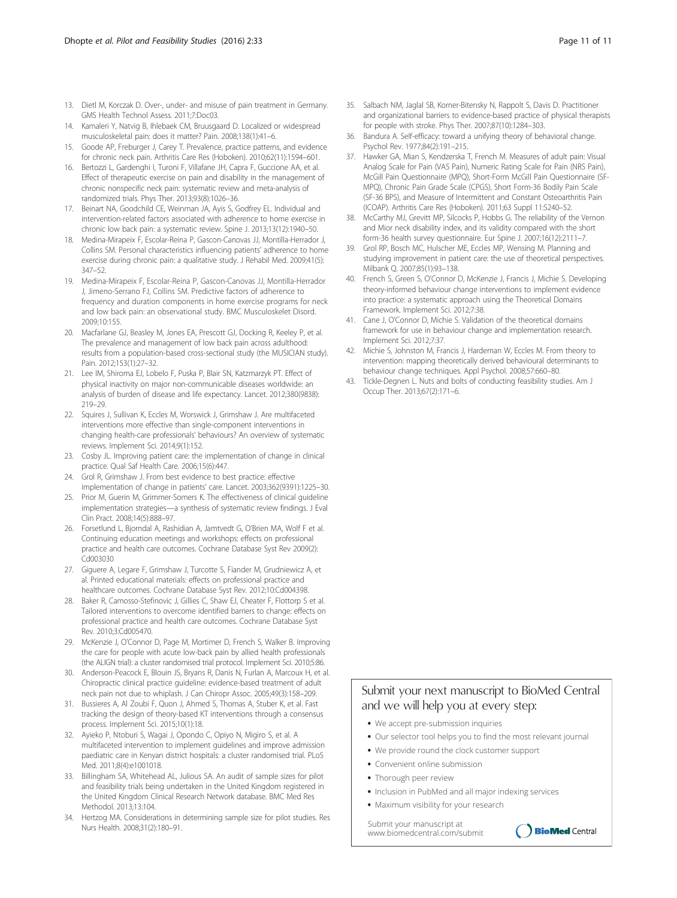13. Dietl M, Korczak D. Over-, under- and misuse of pain treatment in Germany. GMS Health Technol Assess. 2011;7:Doc03.
14. Kamaleri Y, Natvig B, Ihlebaek CM, Bruusgaard D. Localized or widespread musculoskeletal pain: does it matter? Pain. 2008;138(1):41–6.
15. Goode AP, Freburger J, Carey T. Prevalence, practice patterns, and evidence for chronic neck pain. Arthritis Care Res (Hoboken). 2010;62(11):1594–601.
16. Bertozzi L, Gardenghi I, Turoni F, Villafane JH, Capra F, Guccione AA, et al. Effect of therapeutic exercise on pain and disability in the management of chronic nonspecific neck pain: systematic review and meta-analysis of randomized trials. Phys Ther. 2013;93(8):1026–36.
17. Beinart NA, Goodchild CE, Weinman JA, Ayis S, Godfrey EL. Individual and intervention-related factors associated with adherence to home exercise in chronic low back pain: a systematic review. Spine J. 2013;13(12):1940–50.
18. Medina-Mirapeix F, Escolar-Reina P, Gascon-Canovas JJ, Montilla-Herrador J, Collins SM. Personal characteristics influencing patients' adherence to home exercise during chronic pain: a qualitative study. J Rehabil Med. 2009;41(5):347–52.
19. Medina-Mirapeix F, Escolar-Reina P, Gascon-Canovas JJ, Montilla-Herrador J, Jimeno-Serrano FJ, Collins SM. Predictive factors of adherence to frequency and duration components in home exercise programs for neck and low back pain: an observational study. BMC Musculoskelet Disord. 2009;10:155.
20. Macfarlane GJ, Beasley M, Jones EA, Prescott GJ, Docking R, Keeley P, et al. The prevalence and management of low back pain across adulthood: results from a population-based cross-sectional study (the MUSICIAN study). Pain. 2012;153(1):27–32.
21. Lee IM, Shiroma EJ, Lobelo F, Puska P, Blair SN, Katzmarzyk PT. Effect of physical inactivity on major non-communicable diseases worldwide: an analysis of burden of disease and life expectancy. Lancet. 2012;380(9838):219–29.
22. Squires J, Sullivan K, Eccles M, Worswick J, Grimshaw J. Are multifaceted interventions more effective than single-component interventions in changing health-care professionals' behaviours? An overview of systematic reviews. Implement Sci. 2014;9(1):152.
23. Cosby JL. Improving patient care: the implementation of change in clinical practice. Qual Saf Health Care. 2006;15(6):447.
24. Grol R, Grimshaw J. From best evidence to best practice: effective implementation of change in patients' care. Lancet. 2003;362(9391):1225–30.
25. Prior M, Guerin M, Grimmer-Somers K. The effectiveness of clinical guideline implementation strategies—a synthesis of systematic review findings. J Eval Clin Pract. 2008;14(5):888–97.
26. Forsetlund L, Bjorndal A, Rashidian A, Jamtvedt G, O'Brien MA, Wolf F et al. Continuing education meetings and workshops: effects on professional practice and health care outcomes. Cochrane Database Syst Rev 2009(2):Cd003030
27. Giguere A, Legare F, Grimshaw J, Turcotte S, Fiander M, Grudniewicz A, et al. Printed educational materials: effects on professional practice and healthcare outcomes. Cochrane Database Syst Rev. 2012;10:Cd004398.
28. Baker R, Camosso-Stefinovic J, Gillies C, Shaw EJ, Cheater F, Flottorp S et al. Tailored interventions to overcome identified barriers to change: effects on professional practice and health care outcomes. Cochrane Database Syst Rev. 2010;3:Cd005470.
29. McKenzie J, O'Connor D, Page M, Mortimer D, French S, Walker B. Improving the care for people with acute low-back pain by allied health professionals (the ALIGN trial): a cluster randomised trial protocol. Implement Sci. 2010;5:86.
30. Anderson-Peacock E, Blouin JS, Bryans R, Danis N, Furlan A, Marcoux H, et al. Chiropractic clinical practice guideline: evidence-based treatment of adult neck pain not due to whiplash. J Can Chiropr Assoc. 2005;49(3):158–209.
31. Bussieres A, Al Zoubi F, Quon J, Ahmed S, Thomas A, Stuber K, et al. Fast tracking the design of theory-based KT interventions through a consensus process. Implement Sci. 2015;10(1):18.
32. Ayieko P, Ntoburi S, Wagai J, Opondo C, Opiyo N, Migiro S, et al. A multifaceted intervention to implement guidelines and improve admission paediatric care in Kenyan district hospitals: a cluster randomised trial. PLoS Med. 2011;8(4):e1001018.
33. Billingham SA, Whitehead AL, Julious SA. An audit of sample sizes for pilot and feasibility trials being undertaken in the United Kingdom registered in the United Kingdom Clinical Research Network database. BMC Med Res Methodol. 2013;13:104.
34. Hertzog MA. Considerations in determining sample size for pilot studies. Res Nurs Health. 2008;31(2):180–91.
35. Salbach NM, Jaglal SB, Korner-Bitensky N, Rappolt S, Davis D. Practitioner and organizational barriers to evidence-based practice of physical therapists for people with stroke. Phys Ther. 2007;87(10):1284–303.
36. Bandura A. Self-efficacy: toward a unifying theory of behavioral change. Psychol Rev. 1977;84(2):191–215.
37. Hawker GA, Mian S, Kendzerska T, French M. Measures of adult pain: Visual Analog Scale for Pain (VAS Pain), Numeric Rating Scale for Pain (NRS Pain), McGill Pain Questionnaire (MPQ), Short-Form McGill Pain Questionnaire (SF-MPQ), Chronic Pain Grade Scale (CPGS), Short Form-36 Bodily Pain Scale (SF-36 BPS), and Measure of Intermittent and Constant Osteoarthritis Pain (ICOAP). Arthritis Care Res (Hoboken). 2011;63 Suppl 11:S240–52.
38. McCarthy MJ, Grevitt MP, Silcocks P, Hobbs G. The reliability of the Vernon and Mior neck disability index, and its validity compared with the short form-36 health survey questionnaire. Eur Spine J. 2007;16(12):2111–7.
39. Grol RP, Bosch MC, Hulscher ME, Eccles MP, Wensing M. Planning and studying improvement in patient care: the use of theoretical perspectives. Milbank Q. 2007;85(1):93–138.
40. French S, Green S, O'Connor D, McKenzie J, Francis J, Michie S. Developing theory-informed behaviour change interventions to implement evidence into practice: a systematic approach using the Theoretical Domains Framework. Implement Sci. 2012;7:38.
41. Cane J, O'Connor D, Michie S. Validation of the theoretical domains framework for use in behaviour change and implementation research. Implement Sci. 2012;7:37.
42. Michie S, Johnston M, Francis J, Hardeman W, Eccles M. From theory to intervention: mapping theoretically derived behavioural determinants to behaviour change techniques. Appl Psychol. 2008;57:660–80.
43. Tickle-Degnen L. Nuts and bolts of conducting feasibility studies. Am J Occup Ther. 2013;67(2):171–6.

Submit your next manuscript to BioMed Central and we will help you at every step:

- We accept pre-submission inquiries
- Our selector tool helps you to find the most relevant journal
- We provide round the clock customer support
- Convenient online submission
- Thorough peer review
- Inclusion in PubMed and all major indexing services
- Maximum visibility for your research

Submit your manuscript at
www.biomedcentral.com/submit

BioMed Central